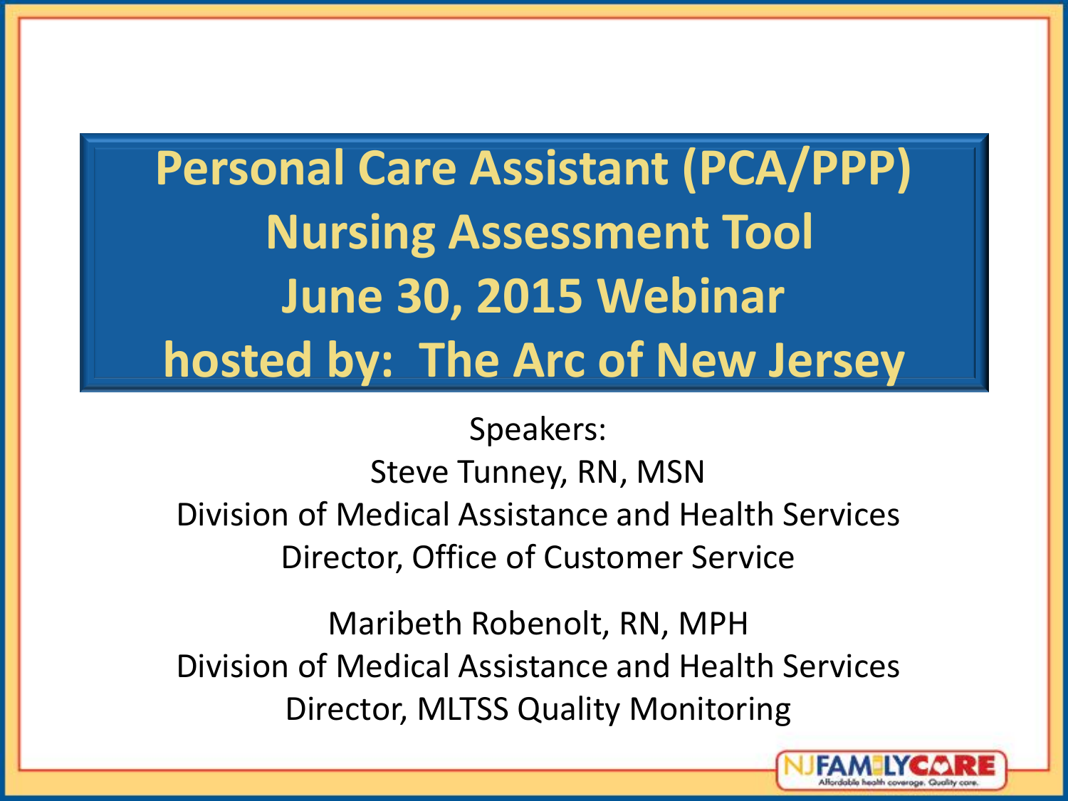# Personal Care Assistant (PCA/PPP) Nursing Assessment Tool June 30, 2015 Webinar hosted by: The Arc of New Jersey

Speakers:

Steve Tunney, RN, MSN
Division of Medical Assistance and Health Services
Director, Office of Customer Service

Maribeth Robenolt, RN, MPH
Division of Medical Assistance and Health Services
Director, MLTSS Quality Monitoring

NJ FAMILYCARE
Affordable health coverage. Quality care.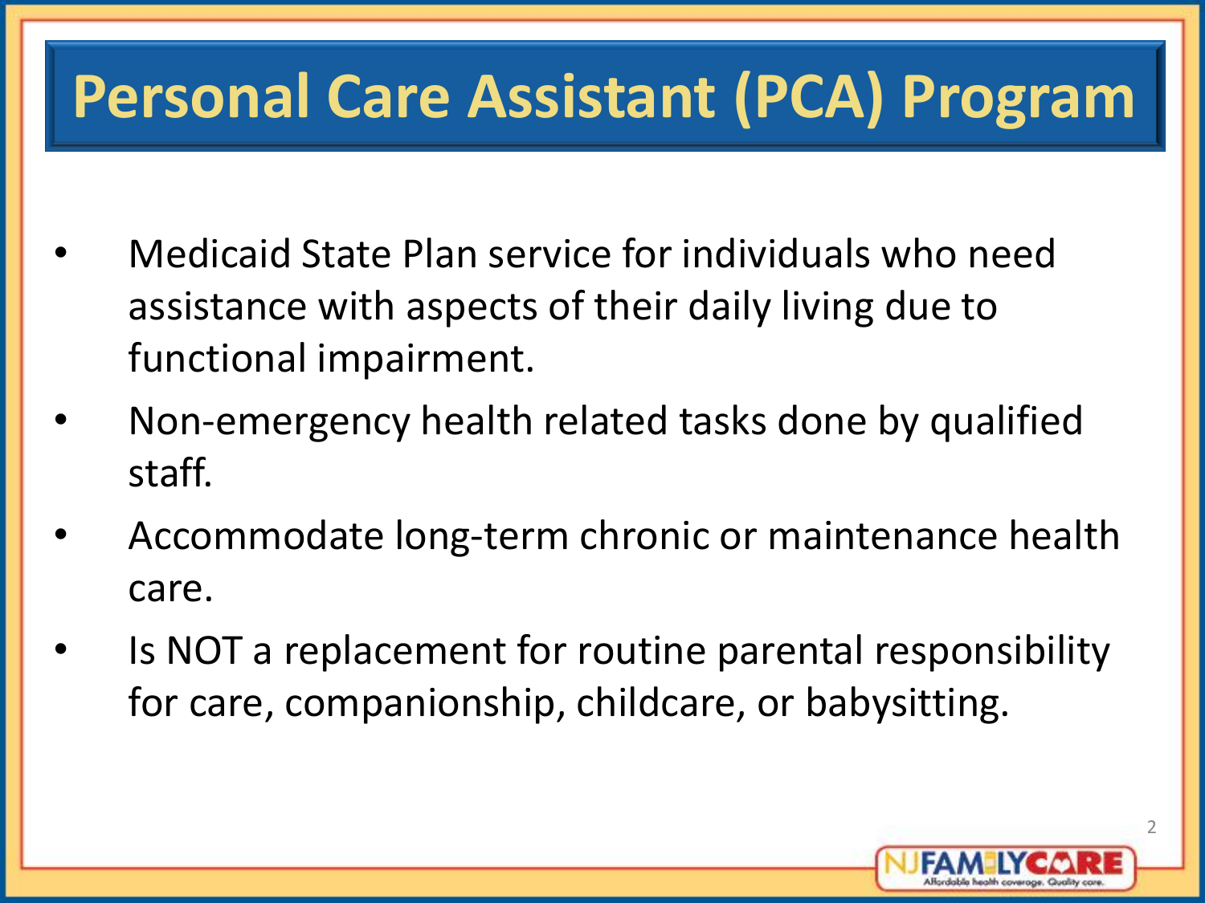# Personal Care Assistant (PCA) Program

- Medicaid State Plan service for individuals who need assistance with aspects of their daily living due to functional impairment.
- Non-emergency health related tasks done by qualified staff.
- Accommodate long-term chronic or maintenance health care.
- Is NOT a replacement for routine parental responsibility for care, companionship, childcare, or babysitting.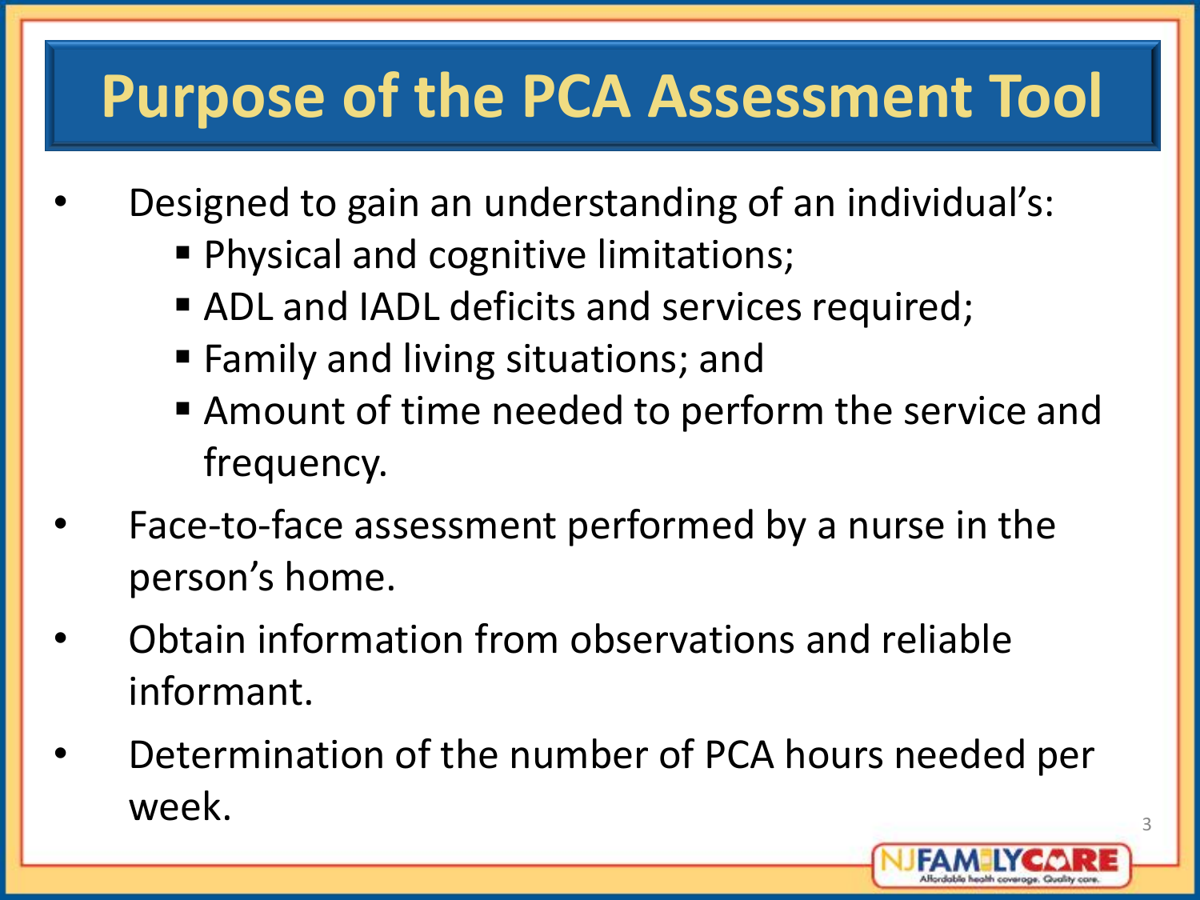# Purpose of the PCA Assessment Tool

- Designed to gain an understanding of an individual's:
  - Physical and cognitive limitations;
  - ADL and IADL deficits and services required;
  - Family and living situations; and
  - Amount of time needed to perform the service and frequency.
- Face-to-face assessment performed by a nurse in the person's home.
- Obtain information from observations and reliable informant.
- Determination of the number of PCA hours needed per week.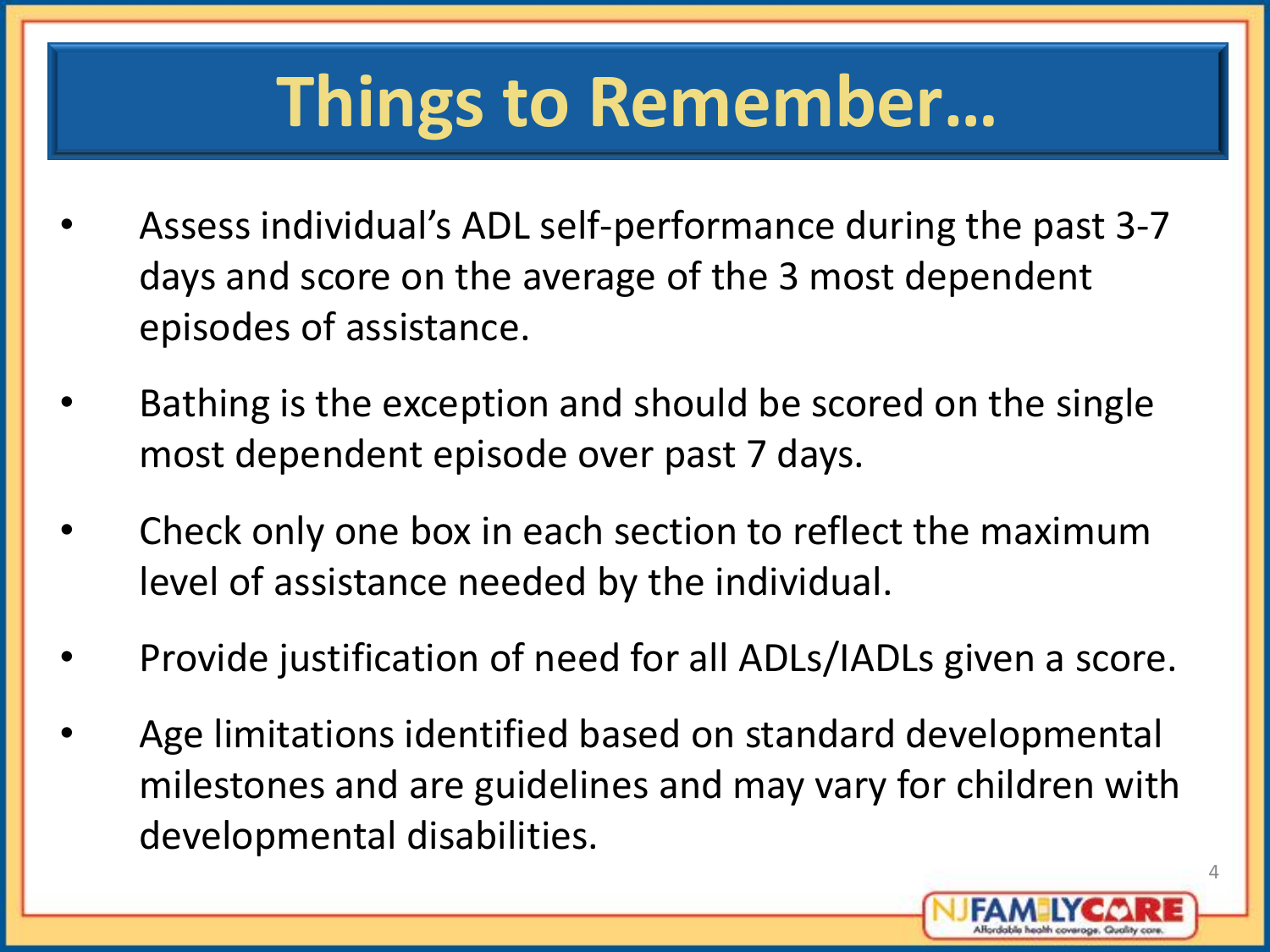# Things to Remember…

- Assess individual's ADL self-performance during the past 3-7 days and score on the average of the 3 most dependent episodes of assistance.
- Bathing is the exception and should be scored on the single most dependent episode over past 7 days.
- Check only one box in each section to reflect the maximum level of assistance needed by the individual.
- Provide justification of need for all ADLs/IADLs given a score.
- Age limitations identified based on standard developmental milestones and are guidelines and may vary for children with developmental disabilities.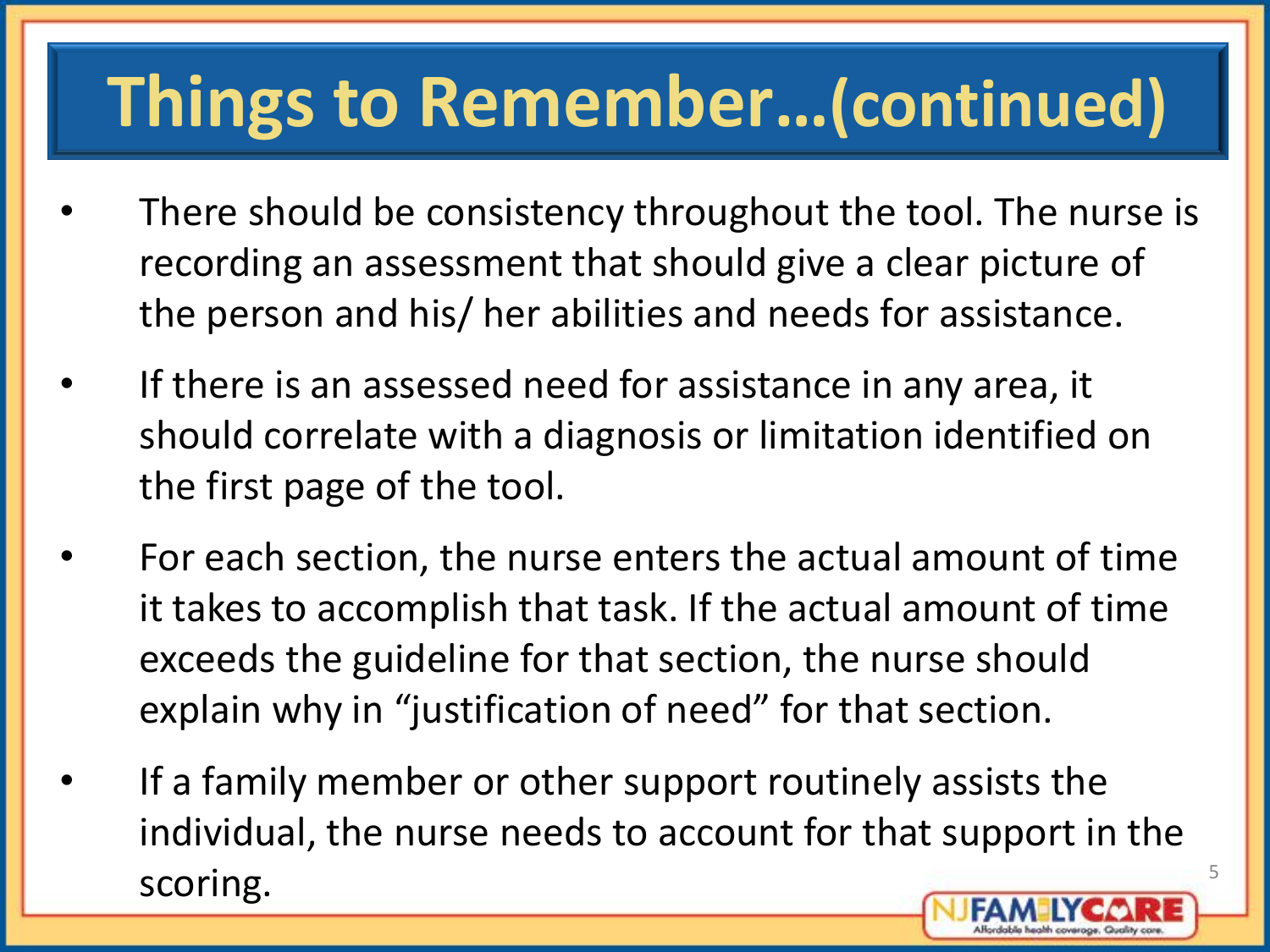# Things to Remember…(continued)

- There should be consistency throughout the tool. The nurse is recording an assessment that should give a clear picture of the person and his/ her abilities and needs for assistance.
- If there is an assessed need for assistance in any area, it should correlate with a diagnosis or limitation identified on the first page of the tool.
- For each section, the nurse enters the actual amount of time it takes to accomplish that task. If the actual amount of time exceeds the guideline for that section, the nurse should explain why in "justification of need" for that section.
- If a family member or other support routinely assists the individual, the nurse needs to account for that support in the scoring.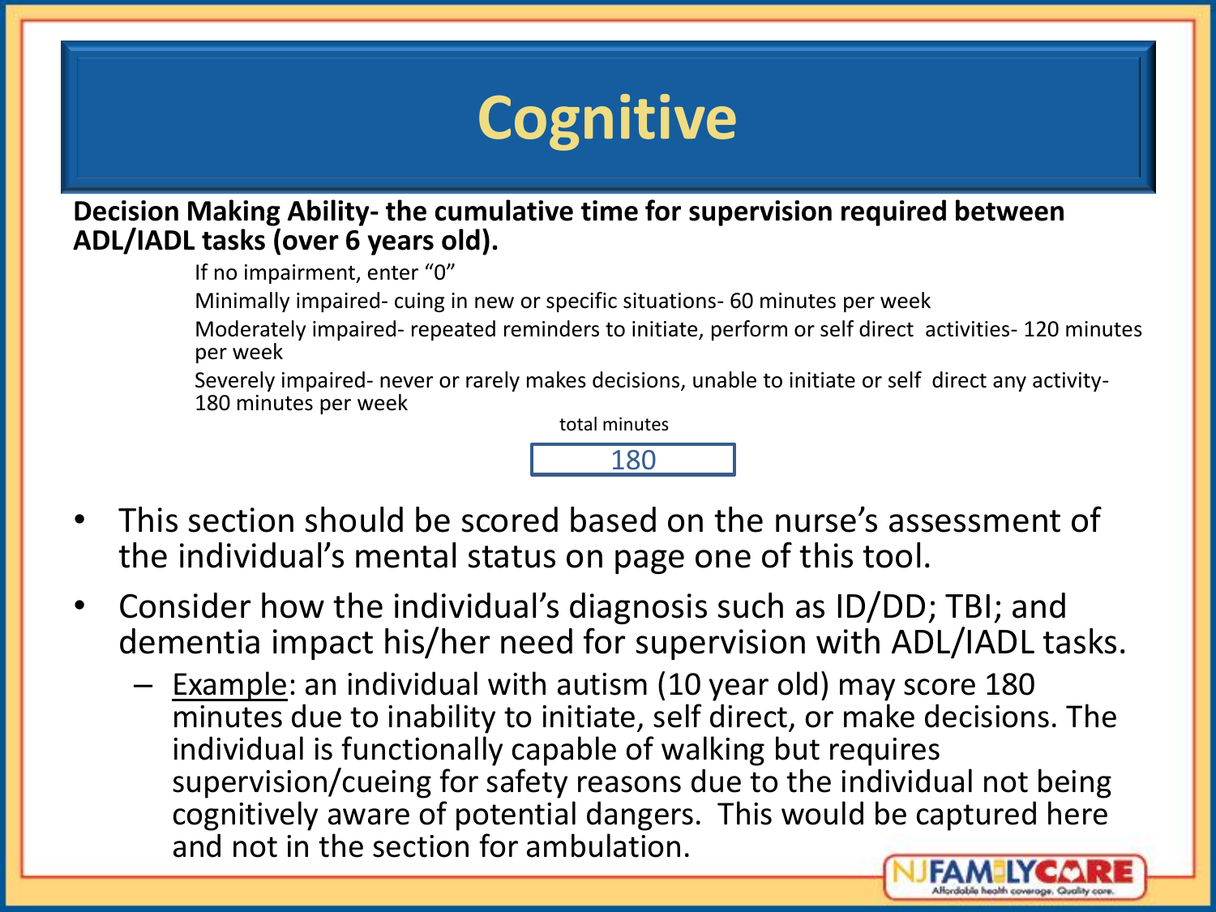# Cognitive

**Decision Making Ability- the cumulative time for supervision required between ADL/IADL tasks (over 6 years old).**

If no impairment, enter "0"

Minimally impaired- cuing in new or specific situations- 60 minutes per week

Moderately impaired- repeated reminders to initiate, perform or self direct activities- 120 minutes per week

Severely impaired- never or rarely makes decisions, unable to initiate or self direct any activity- 180 minutes per week

total minutes

180

- This section should be scored based on the nurse's assessment of the individual's mental status on page one of this tool.
- Consider how the individual's diagnosis such as ID/DD; TBI; and dementia impact his/her need for supervision with ADL/IADL tasks.
  - Example: an individual with autism (10 year old) may score 180 minutes due to inability to initiate, self direct, or make decisions. The individual is functionally capable of walking but requires supervision/cueing for safety reasons due to the individual not being cognitively aware of potential dangers. This would be captured here and not in the section for ambulation.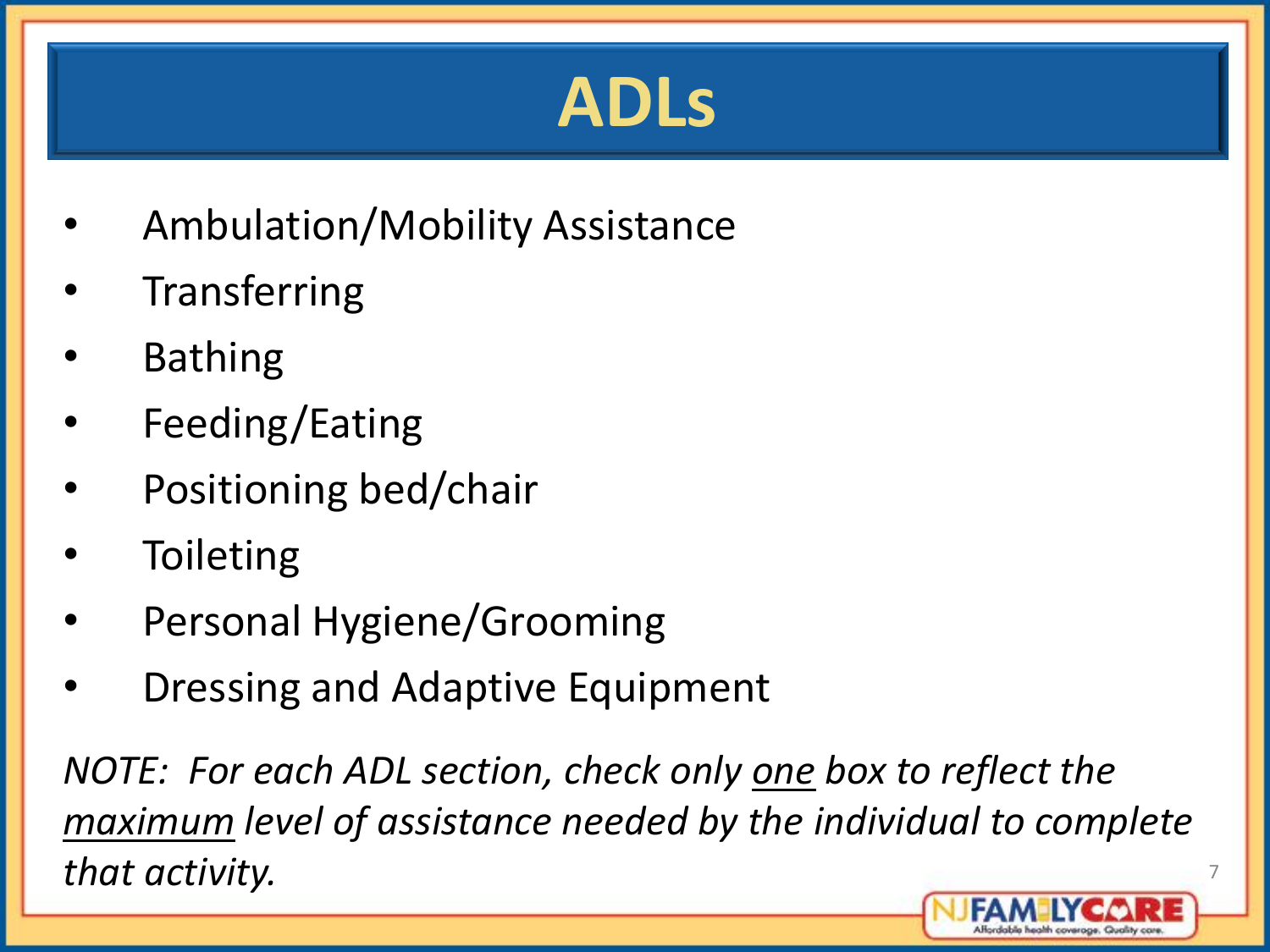# ADLs

- Ambulation/Mobility Assistance
- Transferring
- Bathing
- Feeding/Eating
- Positioning bed/chair
- Toileting
- Personal Hygiene/Grooming
- Dressing and Adaptive Equipment

*NOTE: For each ADL section, check only <u>one</u> box to reflect the <u>maximum</u> level of assistance needed by the individual to complete that activity.*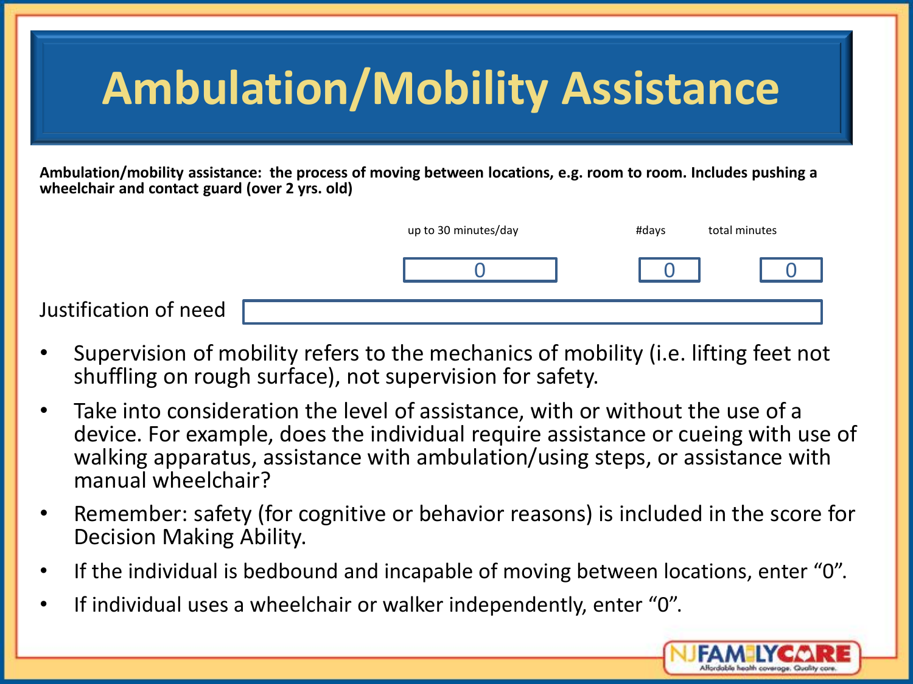# Ambulation/Mobility Assistance

**Ambulation/mobility assistance: the process of moving between locations, e.g. room to room. Includes pushing a wheelchair and contact guard (over 2 yrs. old)**

| up to 30 minutes/day | #days | total minutes |
|---|---|---|
| 0 | 0 | 0 |

Justification of need

- Supervision of mobility refers to the mechanics of mobility (i.e. lifting feet not shuffling on rough surface), not supervision for safety.
- Take into consideration the level of assistance, with or without the use of a device. For example, does the individual require assistance or cueing with use of walking apparatus, assistance with ambulation/using steps, or assistance with manual wheelchair?
- Remember: safety (for cognitive or behavior reasons) is included in the score for Decision Making Ability.
- If the individual is bedbound and incapable of moving between locations, enter "0".
- If individual uses a wheelchair or walker independently, enter "0".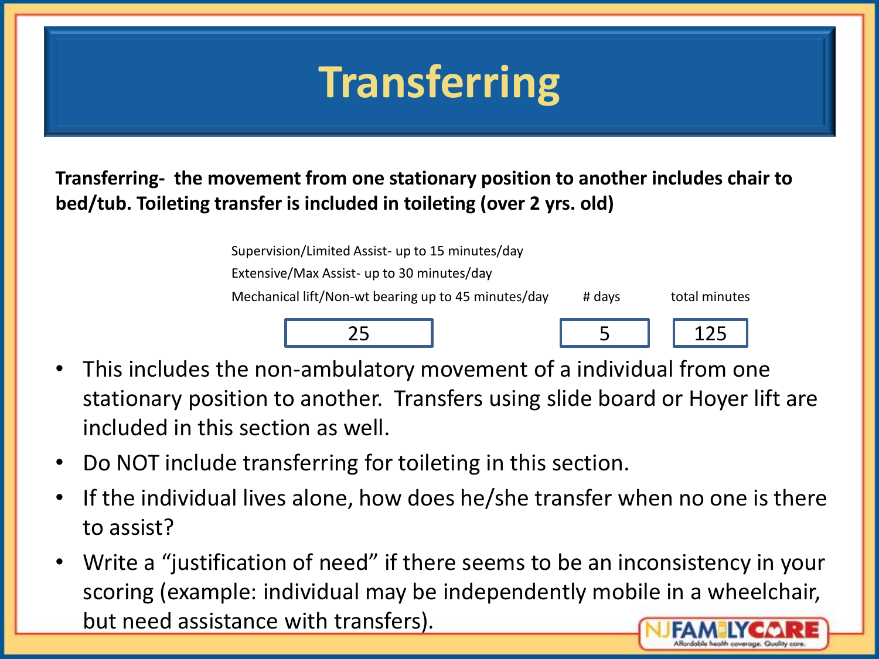# Transferring

**Transferring- the movement from one stationary position to another includes chair to bed/tub. Toileting transfer is included in toileting (over 2 yrs. old)**

Supervision/Limited Assist- up to 15 minutes/day

Extensive/Max Assist- up to 30 minutes/day

| Mechanical lift/Non-wt bearing up to 45 minutes/day | # days | total minutes |
|---|---|---|
| 25 | 5 | 125 |

- This includes the non-ambulatory movement of a individual from one stationary position to another. Transfers using slide board or Hoyer lift are included in this section as well.
- Do NOT include transferring for toileting in this section.
- If the individual lives alone, how does he/she transfer when no one is there to assist?
- Write a "justification of need" if there seems to be an inconsistency in your scoring (example: individual may be independently mobile in a wheelchair, but need assistance with transfers).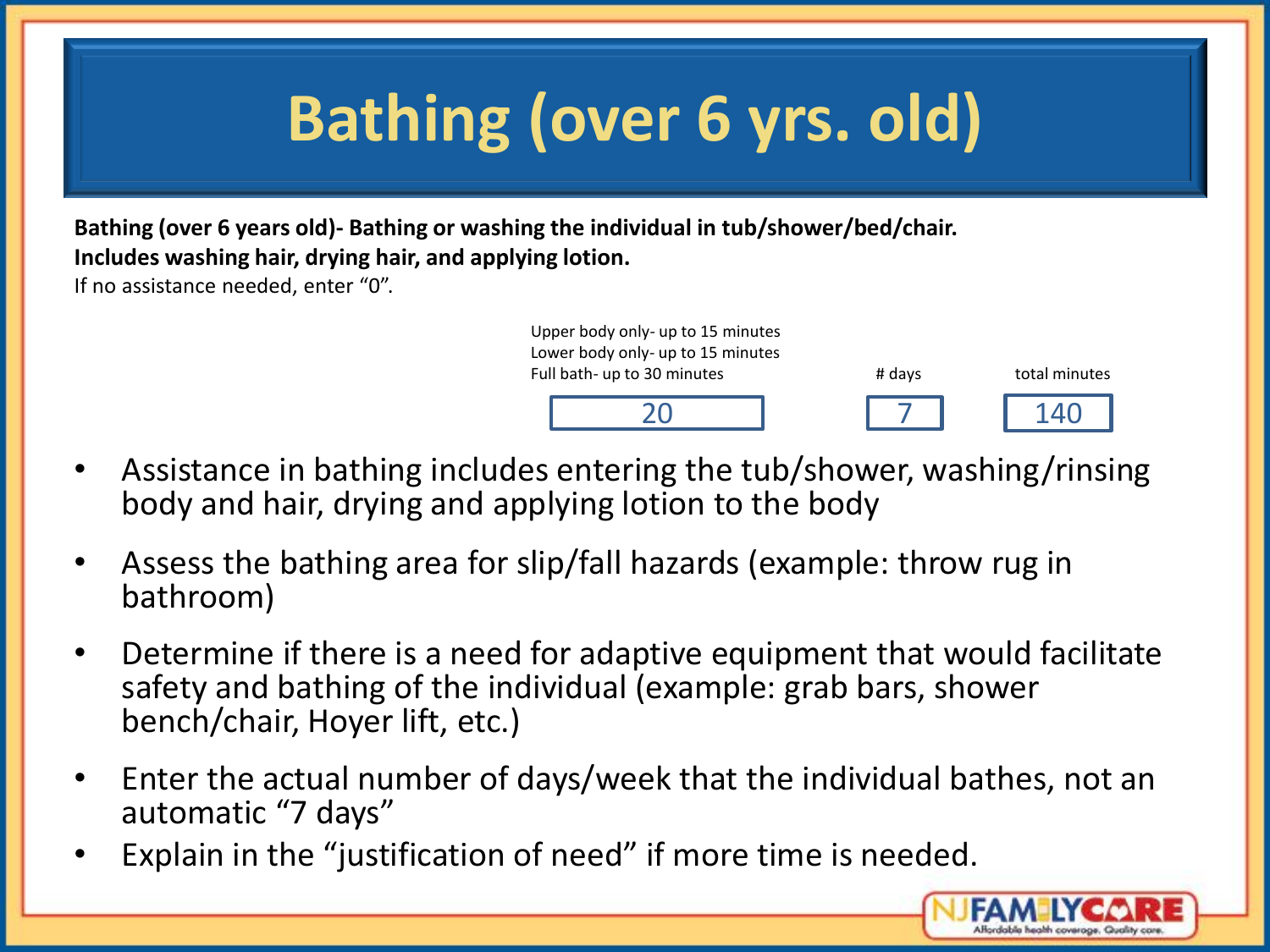# Bathing (over 6 yrs. old)

**Bathing (over 6 years old)- Bathing or washing the individual in tub/shower/bed/chair. Includes washing hair, drying hair, and applying lotion.**

If no assistance needed, enter "0".

| Upper body only- up to 15 minutes<br>Lower body only- up to 15 minutes<br>Full bath- up to 30 minutes | # days | total minutes |
|---|---|---|
| 20 | 7 | 140 |

- Assistance in bathing includes entering the tub/shower, washing/rinsing body and hair, drying and applying lotion to the body
- Assess the bathing area for slip/fall hazards (example: throw rug in bathroom)
- Determine if there is a need for adaptive equipment that would facilitate safety and bathing of the individual (example: grab bars, shower bench/chair, Hoyer lift, etc.)
- Enter the actual number of days/week that the individual bathes, not an automatic "7 days"
- Explain in the "justification of need" if more time is needed.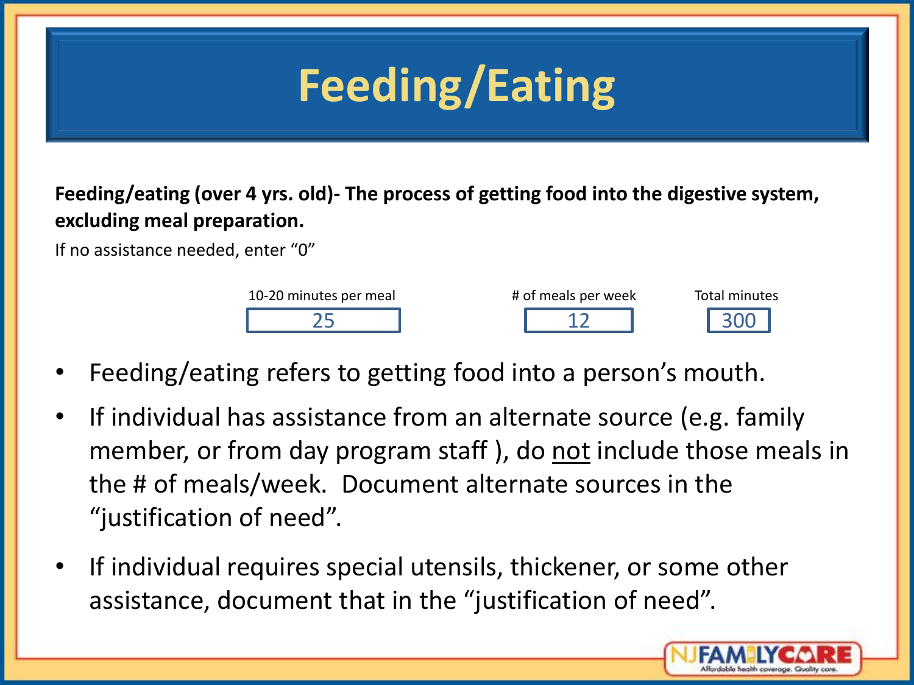# Feeding/Eating

**Feeding/eating (over 4 yrs. old)- The process of getting food into the digestive system, excluding meal preparation.**

If no assistance needed, enter "0"

| 10-20 minutes per meal | # of meals per week | Total minutes |
| --- | --- | --- |
| 25 | 12 | 300 |

- Feeding/eating refers to getting food into a person's mouth.
- If individual has assistance from an alternate source (e.g. family member, or from day program staff ), do <u>not</u> include those meals in the # of meals/week. Document alternate sources in the "justification of need".
- If individual requires special utensils, thickener, or some other assistance, document that in the "justification of need".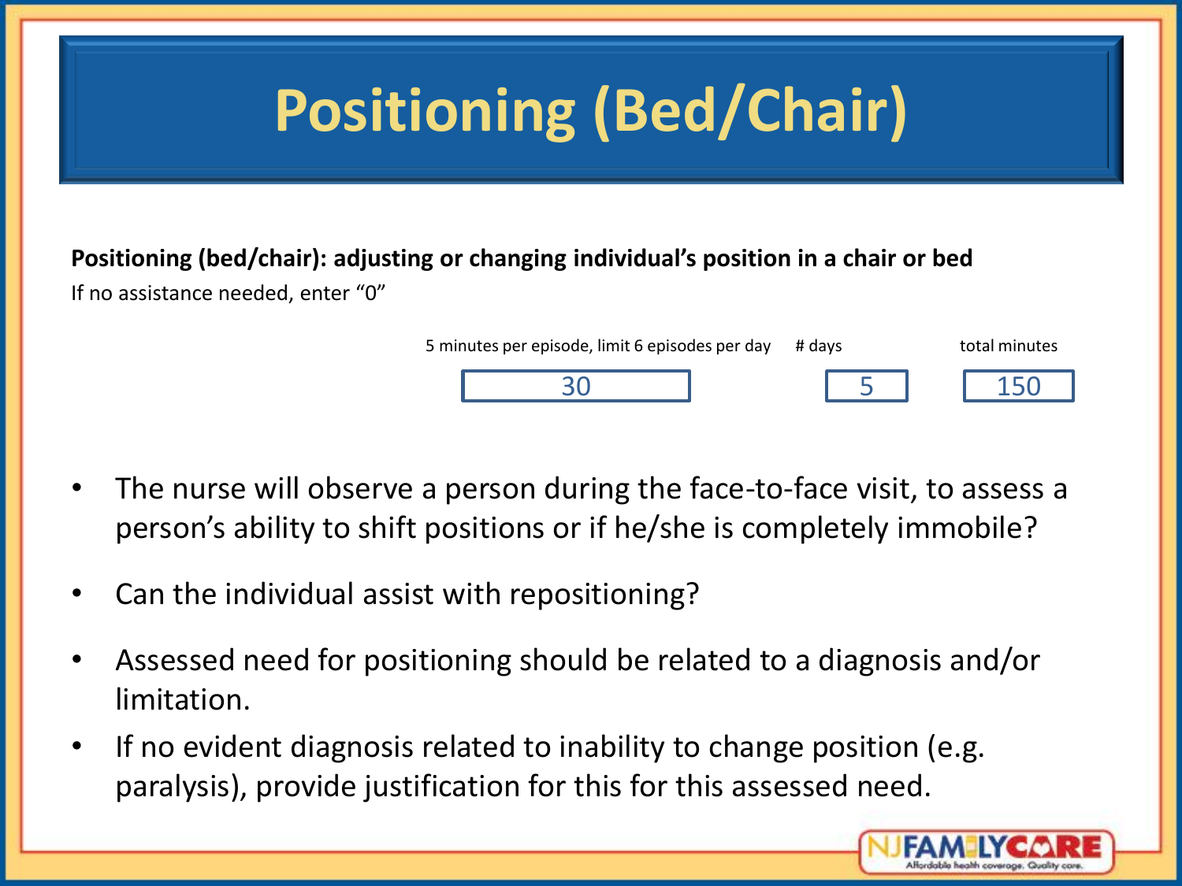# Positioning (Bed/Chair)

**Positioning (bed/chair): adjusting or changing individual's position in a chair or bed**

If no assistance needed, enter "0"

| 5 minutes per episode, limit 6 episodes per day | # days | total minutes |
| --- | --- | --- |
| 30 | 5 | 150 |

- The nurse will observe a person during the face-to-face visit, to assess a person's ability to shift positions or if he/she is completely immobile?
- Can the individual assist with repositioning?
- Assessed need for positioning should be related to a diagnosis and/or limitation.
- If no evident diagnosis related to inability to change position (e.g. paralysis), provide justification for this for this assessed need.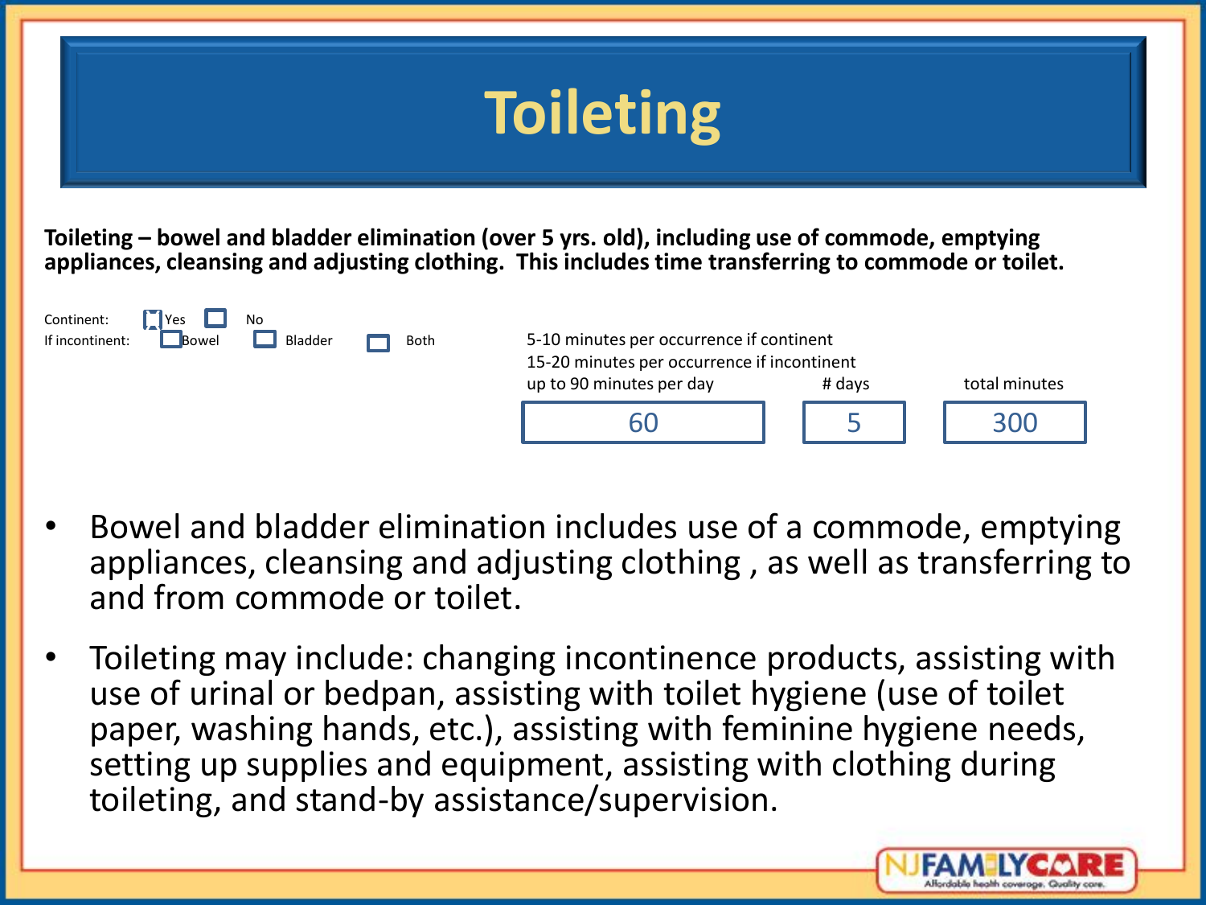# Toileting

**Toileting – bowel and bladder elimination (over 5 yrs. old), including use of commode, emptying appliances, cleansing and adjusting clothing. This includes time transferring to commode or toilet.**

Continent: ☒ Yes ☐ No

If incontinent: ☐ Bowel ☐ Bladder ☐ Both

5-10 minutes per occurrence if continent
15-20 minutes per occurrence if incontinent

| up to 90 minutes per day | # days | total minutes |
|---|---|---|
| 60 | 5 | 300 |

- Bowel and bladder elimination includes use of a commode, emptying appliances, cleansing and adjusting clothing , as well as transferring to and from commode or toilet.
- Toileting may include: changing incontinence products, assisting with use of urinal or bedpan, assisting with toilet hygiene (use of toilet paper, washing hands, etc.), assisting with feminine hygiene needs, setting up supplies and equipment, assisting with clothing during toileting, and stand-by assistance/supervision.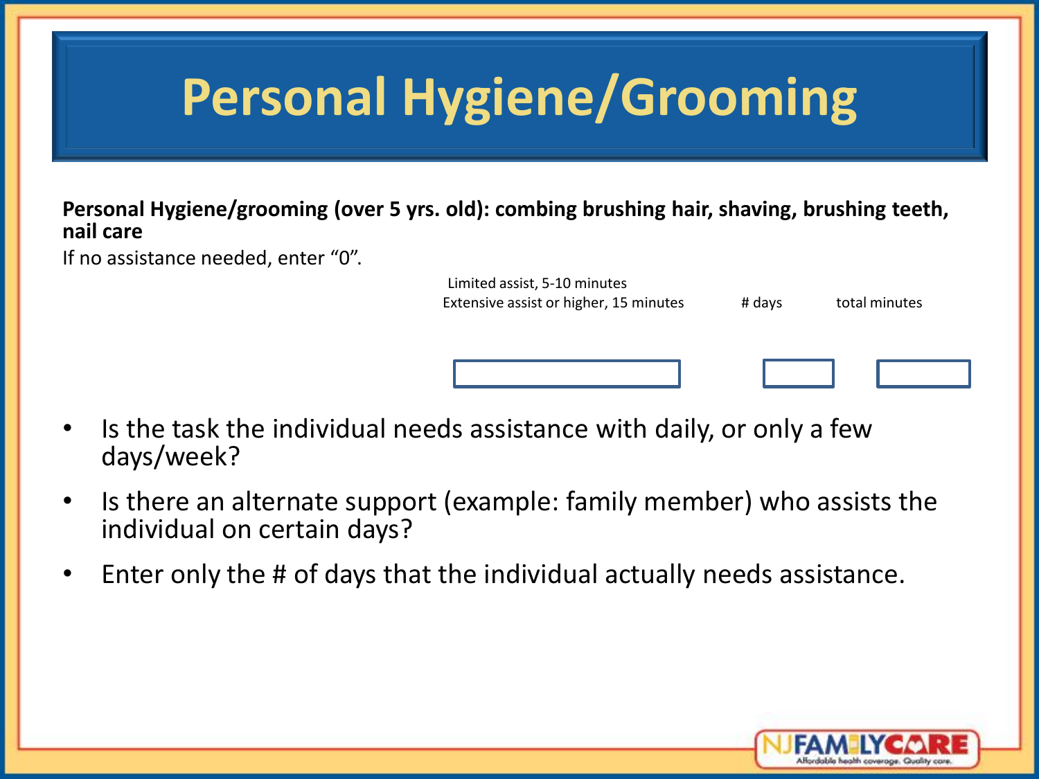# Personal Hygiene/Grooming

**Personal Hygiene/grooming (over 5 yrs. old): combing brushing hair, shaving, brushing teeth, nail care**

If no assistance needed, enter "0".

| Limited assist, 5-10 minutes<br>Extensive assist or higher, 15 minutes | # days | total minutes |
| --- | --- | --- |
| | | |

- Is the task the individual needs assistance with daily, or only a few days/week?
- Is there an alternate support (example: family member) who assists the individual on certain days?
- Enter only the # of days that the individual actually needs assistance.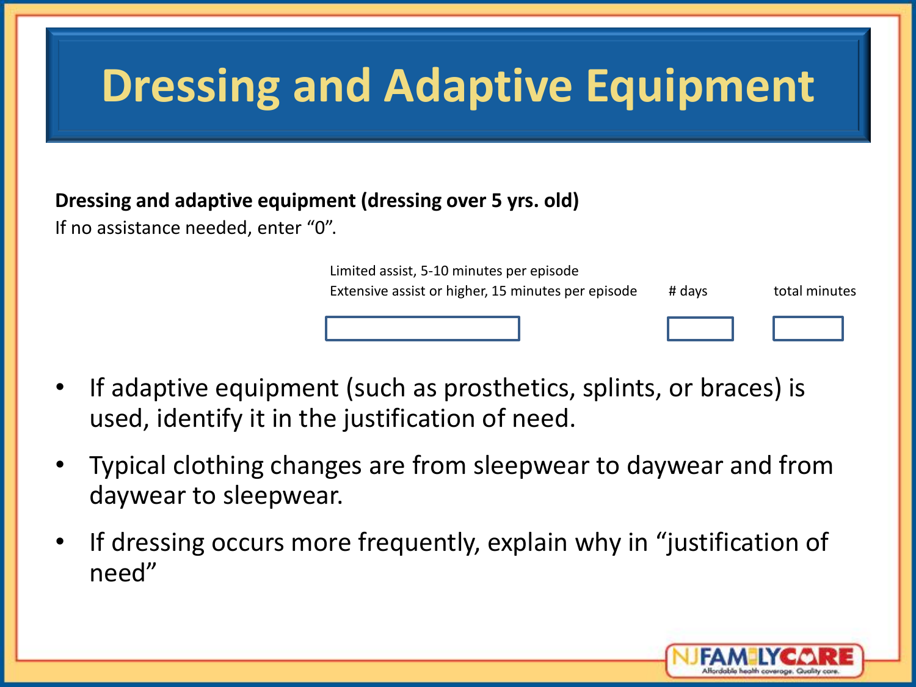# Dressing and Adaptive Equipment

**Dressing and adaptive equipment (dressing over 5 yrs. old)**

If no assistance needed, enter "0".

| Limited assist, 5-10 minutes per episode<br>Extensive assist or higher, 15 minutes per episode | # days | total minutes |
|---|---|---|
| | | |

- If adaptive equipment (such as prosthetics, splints, or braces) is used, identify it in the justification of need.
- Typical clothing changes are from sleepwear to daywear and from daywear to sleepwear.
- If dressing occurs more frequently, explain why in "justification of need"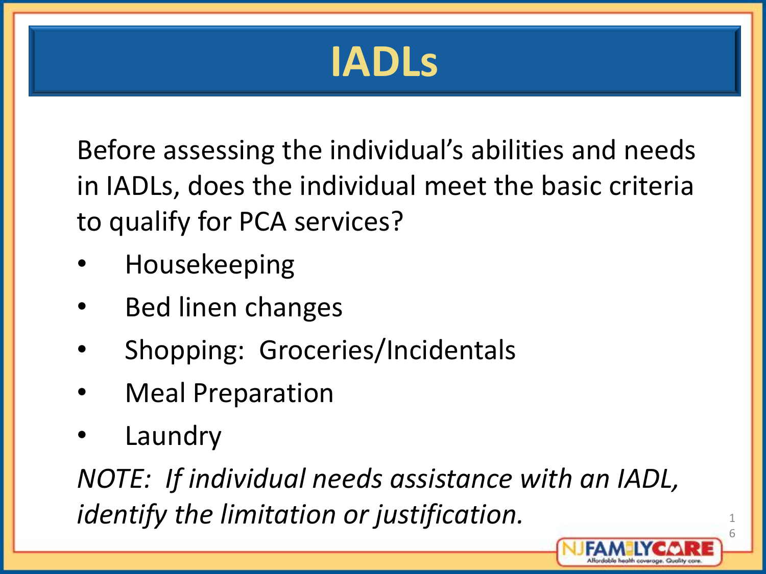# IADLs

Before assessing the individual's abilities and needs in IADLs, does the individual meet the basic criteria to qualify for PCA services?

- Housekeeping
- Bed linen changes
- Shopping: Groceries/Incidentals
- Meal Preparation
- Laundry

*NOTE: If individual needs assistance with an IADL, identify the limitation or justification.*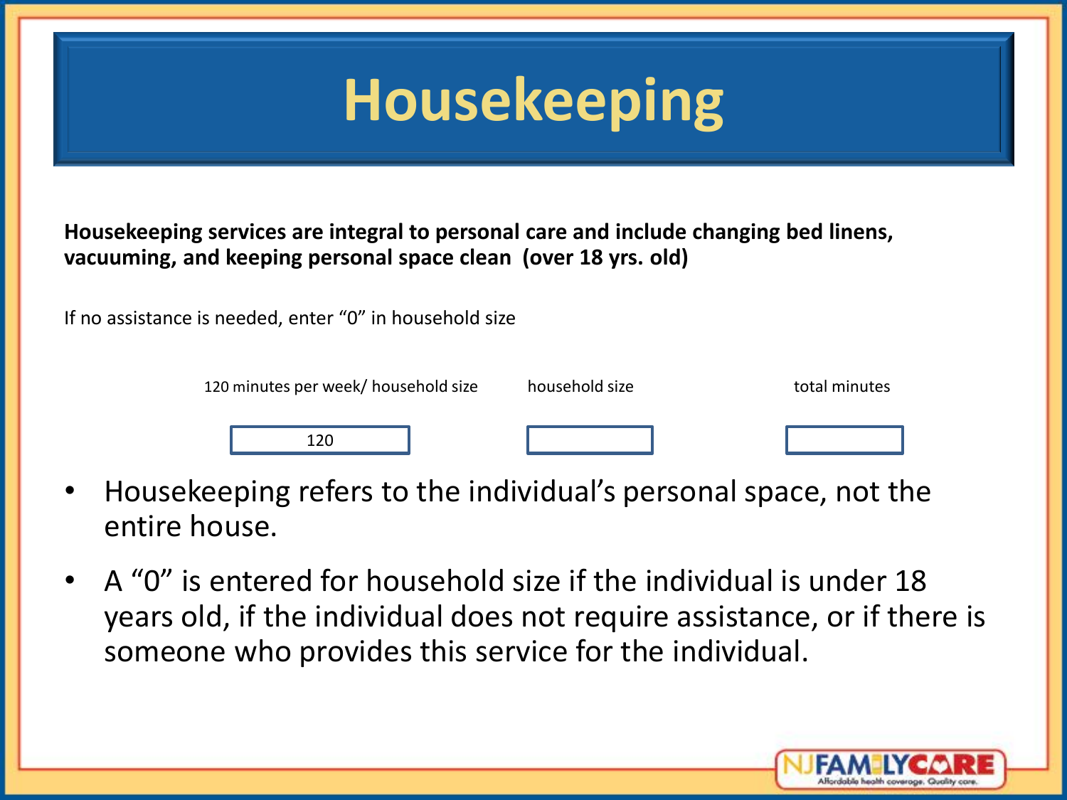# Housekeeping

**Housekeeping services are integral to personal care and include changing bed linens, vacuuming, and keeping personal space clean (over 18 yrs. old)**

If no assistance is needed, enter "0" in household size

| 120 minutes per week/ household size | household size | total minutes |
| --- | --- | --- |
| 120 | | |

- Housekeeping refers to the individual's personal space, not the entire house.
- A "0" is entered for household size if the individual is under 18 years old, if the individual does not require assistance, or if there is someone who provides this service for the individual.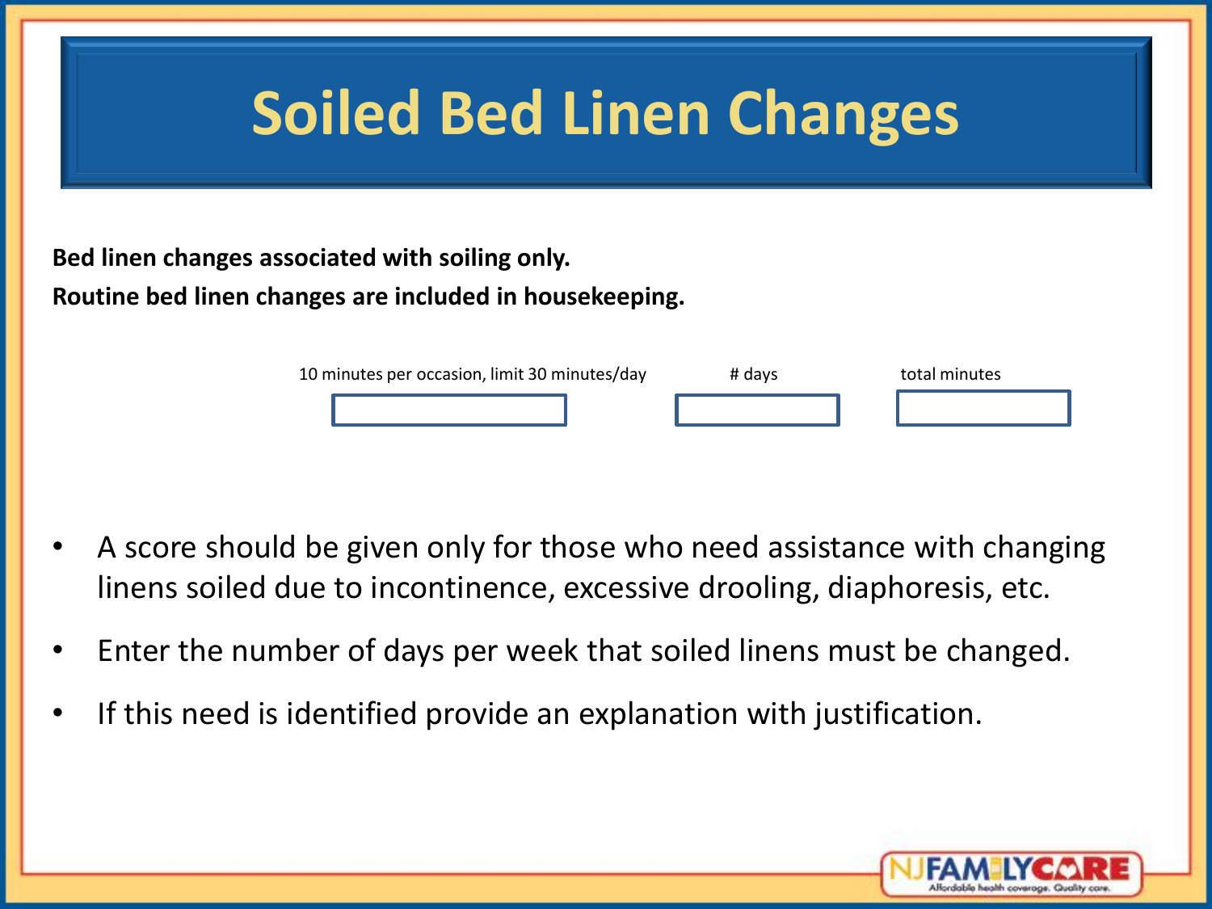# Soiled Bed Linen Changes

**Bed linen changes associated with soiling only.**

**Routine bed linen changes are included in housekeeping.**

| 10 minutes per occasion, limit 30 minutes/day | # days | total minutes |
| --- | --- | --- |
| | | |

- A score should be given only for those who need assistance with changing linens soiled due to incontinence, excessive drooling, diaphoresis, etc.
- Enter the number of days per week that soiled linens must be changed.
- If this need is identified provide an explanation with justification.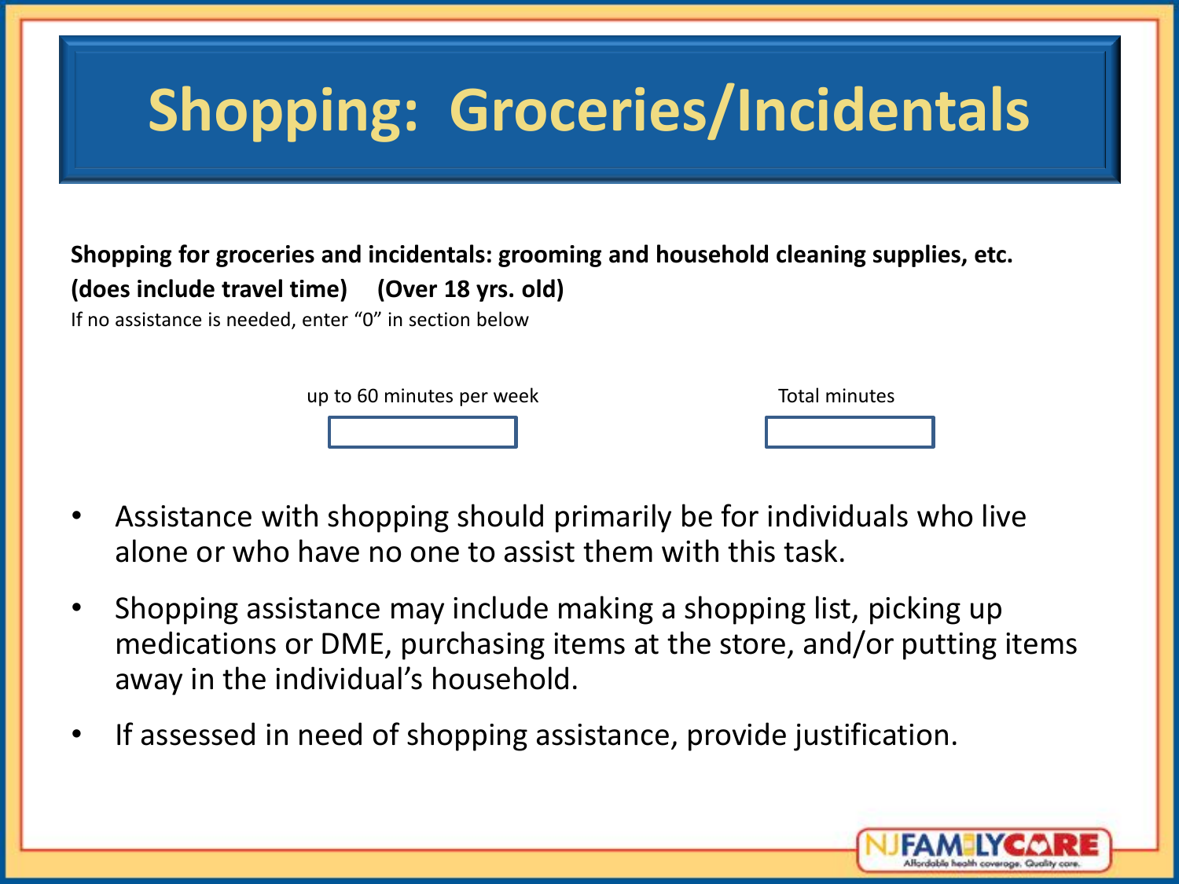# Shopping: Groceries/Incidentals

**Shopping for groceries and incidentals: grooming and household cleaning supplies, etc.**
**(does include travel time) (Over 18 yrs. old)**

If no assistance is needed, enter "0" in section below

| up to 60 minutes per week | Total minutes |
| --- | --- |
| | |

- Assistance with shopping should primarily be for individuals who live alone or who have no one to assist them with this task.
- Shopping assistance may include making a shopping list, picking up medications or DME, purchasing items at the store, and/or putting items away in the individual's household.
- If assessed in need of shopping assistance, provide justification.

NJ FAMILYCARE
Affordable health coverage. Quality care.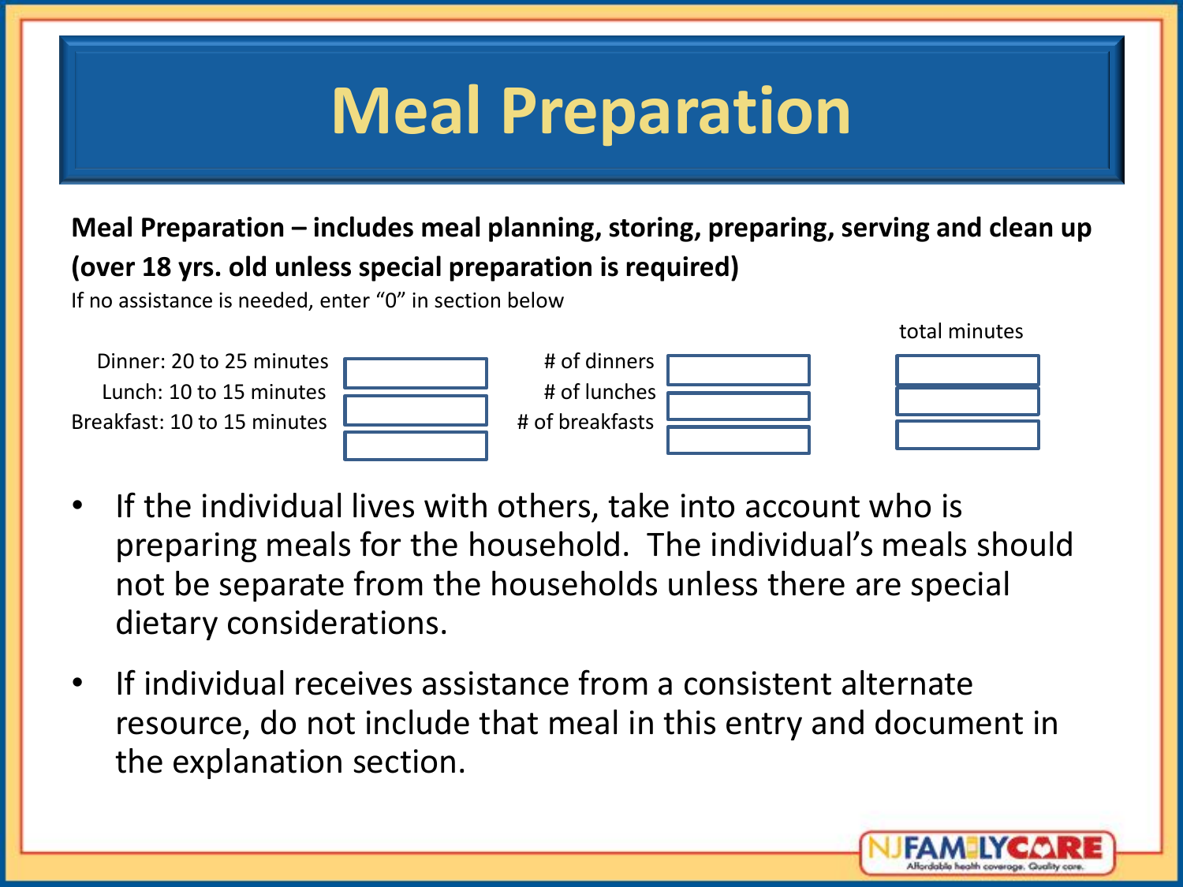# Meal Preparation

**Meal Preparation – includes meal planning, storing, preparing, serving and clean up (over 18 yrs. old unless special preparation is required)**

If no assistance is needed, enter "0" in section below

| | | | | total minutes |
|---|---|---|---|---|
| Dinner: 20 to 25 minutes | | # of dinners | | |
| Lunch: 10 to 15 minutes | | # of lunches | | |
| Breakfast: 10 to 15 minutes | | # of breakfasts | | |

- If the individual lives with others, take into account who is preparing meals for the household. The individual's meals should not be separate from the households unless there are special dietary considerations.
- If individual receives assistance from a consistent alternate resource, do not include that meal in this entry and document in the explanation section.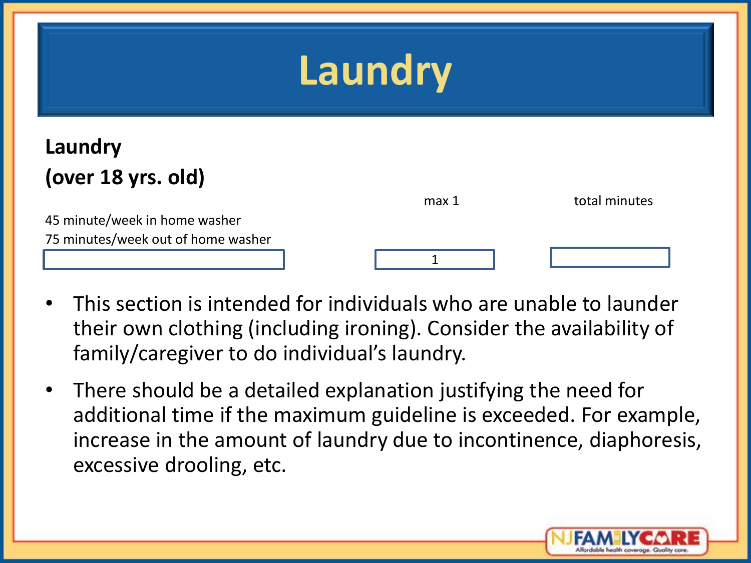# Laundry

**Laundry**
**(over 18 yrs. old)**

| | max 1 | total minutes |
|---|---|---|
| 45 minute/week in home washer<br>75 minutes/week out of home washer | | |
| | 1 | |

- This section is intended for individuals who are unable to launder their own clothing (including ironing). Consider the availability of family/caregiver to do individual's laundry.
- There should be a detailed explanation justifying the need for additional time if the maximum guideline is exceeded. For example, increase in the amount of laundry due to incontinence, diaphoresis, excessive drooling, etc.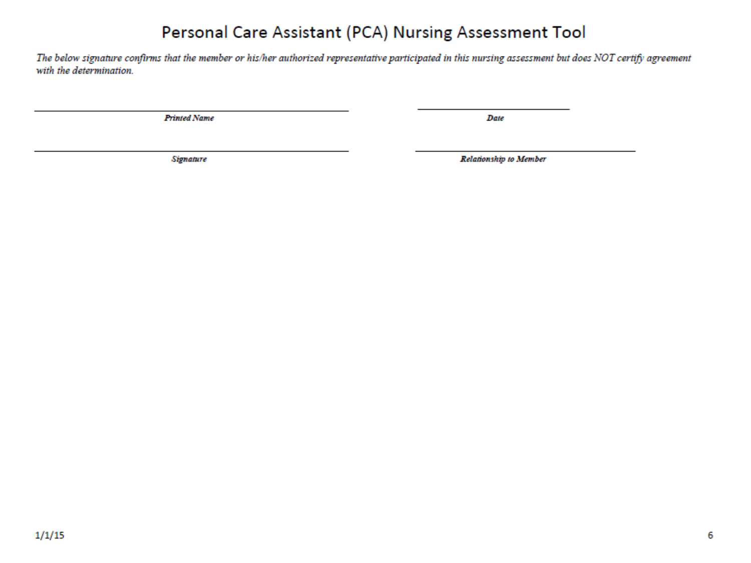# Personal Care Assistant (PCA) Nursing Assessment Tool

*The below signature confirms that the member or his/her authorized representative participated in this nursing assessment but does NOT certify agreement with the determination.*

| | |
|---|---|
| ______________________________ | ______________________________ |
| ***Printed Name*** | ***Date*** |
| ______________________________ | ______________________________ |
| ***Signature*** | ***Relationship to Member*** |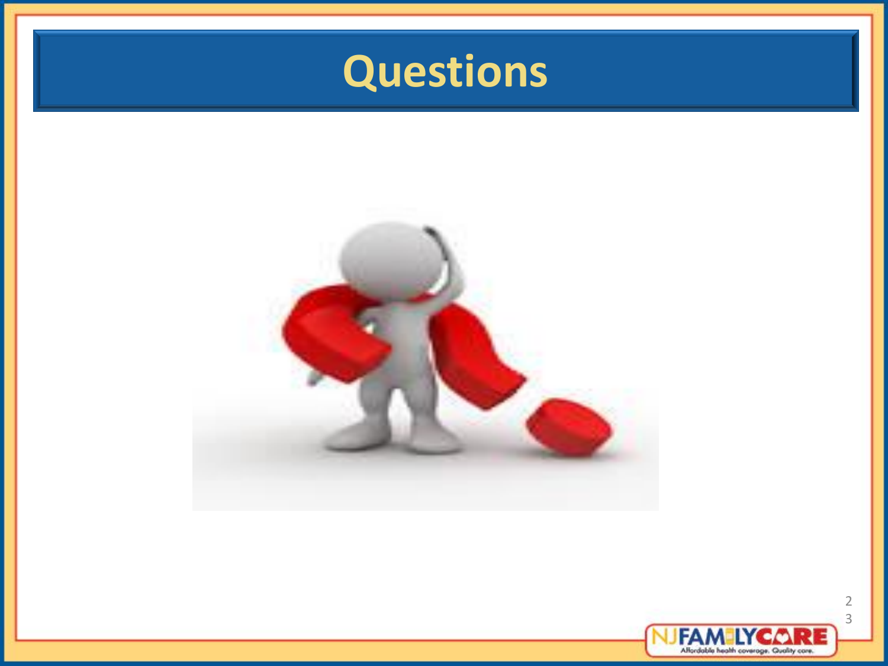# Questions